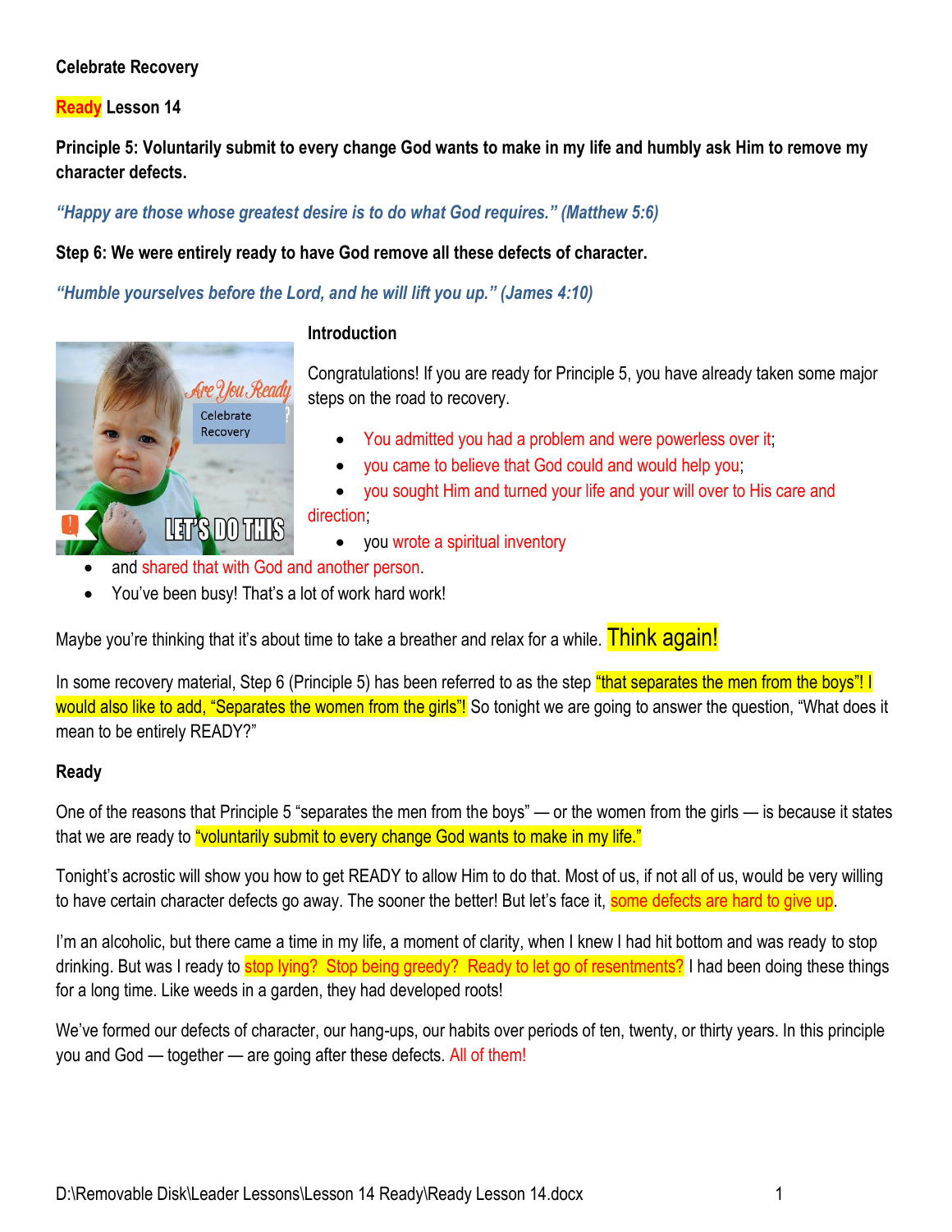**Celebrate Recovery**

**Ready Lesson 14**

**Principle 5: Voluntarily submit to every change God wants to make in my life and humbly ask Him to remove my character defects.**

*"Happy are those whose greatest desire is to do what God requires." (Matthew 5:6)*

**Step 6: We were entirely ready to have God remove all these defects of character.**

*"Humble yourselves before the Lord, and he will lift you up." (James 4:10)*

**Introduction**

Congratulations! If you are ready for Principle 5, you have already taken some major steps on the road to recovery.

- You admitted you had a problem and were powerless over it;
- you came to believe that God could and would help you;
- you sought Him and turned your life and your will over to His care and direction;
- you wrote a spiritual inventory
- and shared that with God and another person.
- You've been busy! That's a lot of work hard work!

Maybe you're thinking that it's about time to take a breather and relax for a while. Think again!

In some recovery material, Step 6 (Principle 5) has been referred to as the step "that separates the men from the boys"! I would also like to add, "Separates the women from the girls"! So tonight we are going to answer the question, "What does it mean to be entirely READY?"

**Ready**

One of the reasons that Principle 5 "separates the men from the boys" — or the women from the girls — is because it states that we are ready to "voluntarily submit to every change God wants to make in my life."

Tonight's acrostic will show you how to get READY to allow Him to do that. Most of us, if not all of us, would be very willing to have certain character defects go away. The sooner the better! But let's face it, some defects are hard to give up.

I'm an alcoholic, but there came a time in my life, a moment of clarity, when I knew I had hit bottom and was ready to stop drinking. But was I ready to stop lying? Stop being greedy? Ready to let go of resentments? I had been doing these things for a long time. Like weeds in a garden, they had developed roots!

We've formed our defects of character, our hang-ups, our habits over periods of ten, twenty, or thirty years. In this principle you and God — together — are going after these defects. All of them!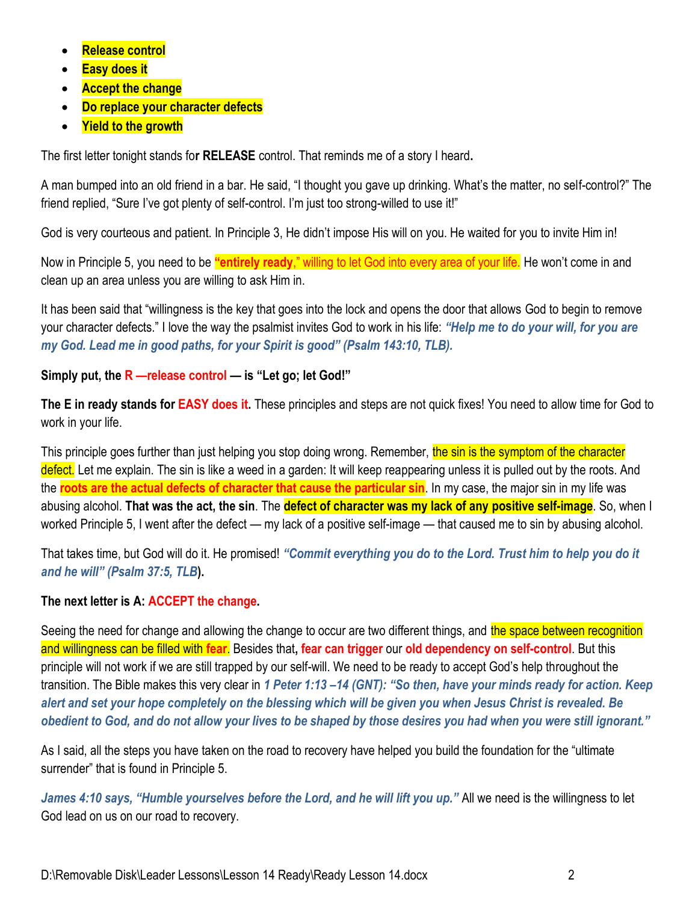- **Release control**
- **Easy does it**
- **Accept the change**
- **Do replace your character defects**
- **Yield to the growth**

The first letter tonight stands for **RELEASE** control. That reminds me of a story I heard.

A man bumped into an old friend in a bar. He said, "I thought you gave up drinking. What's the matter, no self-control?" The friend replied, "Sure I've got plenty of self-control. I'm just too strong-willed to use it!"

God is very courteous and patient. In Principle 3, He didn't impose His will on you. He waited for you to invite Him in!

Now in Principle 5, you need to be **"entirely ready**," willing to let God into every area of your life. He won't come in and clean up an area unless you are willing to ask Him in.

It has been said that "willingness is the key that goes into the lock and opens the door that allows God to begin to remove your character defects." I love the way the psalmist invites God to work in his life: ***"Help me to do your will, for you are my God. Lead me in good paths, for your Spirit is good" (Psalm 143:10, TLB).***

**Simply put, the R —release control — is "Let go; let God!"**

**The E in ready stands for EASY does it.** These principles and steps are not quick fixes! You need to allow time for God to work in your life.

This principle goes further than just helping you stop doing wrong. Remember, the sin is the symptom of the character defect. Let me explain. The sin is like a weed in a garden: It will keep reappearing unless it is pulled out by the roots. And the **roots are the actual defects of character that cause the particular sin**. In my case, the major sin in my life was abusing alcohol. **That was the act, the sin**. The **defect of character was my lack of any positive self-image**. So, when I worked Principle 5, I went after the defect — my lack of a positive self-image — that caused me to sin by abusing alcohol.

That takes time, but God will do it. He promised! ***"Commit everything you do to the Lord. Trust him to help you do it and he will" (Psalm 37:5, TLB*****).**

**The next letter is A: ACCEPT the change.**

Seeing the need for change and allowing the change to occur are two different things, and the space between recognition and willingness can be filled with fear. Besides that**, fear can trigger** our **old dependency on self-control**. But this principle will not work if we are still trapped by our self-will. We need to be ready to accept God's help throughout the transition. The Bible makes this very clear in ***1 Peter 1:13 –14 (GNT): "So then, have your minds ready for action. Keep alert and set your hope completely on the blessing which will be given you when Jesus Christ is revealed. Be obedient to God, and do not allow your lives to be shaped by those desires you had when you were still ignorant."***

As I said, all the steps you have taken on the road to recovery have helped you build the foundation for the "ultimate surrender" that is found in Principle 5.

***James 4:10 says, "Humble yourselves before the Lord, and he will lift you up."*** All we need is the willingness to let God lead on us on our road to recovery.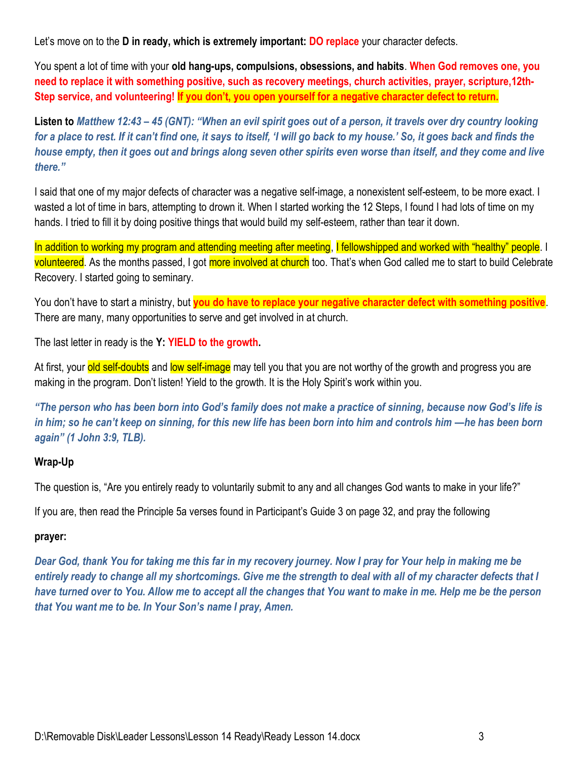Let's move on to the **D in ready, which is extremely important: DO replace** your character defects.

You spent a lot of time with your **old hang-ups, compulsions, obsessions, and habits**. **When God removes one, you need to replace it with something positive, such as recovery meetings, church activities, prayer, scripture,12th-Step service, and volunteering! If you don't, you open yourself for a negative character defect to return.**

**Listen to** ***Matthew 12:43 – 45 (GNT): "When an evil spirit goes out of a person, it travels over dry country looking for a place to rest. If it can't find one, it says to itself, 'I will go back to my house.' So, it goes back and finds the house empty, then it goes out and brings along seven other spirits even worse than itself, and they come and live there."***

I said that one of my major defects of character was a negative self-image, a nonexistent self-esteem, to be more exact. I wasted a lot of time in bars, attempting to drown it. When I started working the 12 Steps, I found I had lots of time on my hands. I tried to fill it by doing positive things that would build my self-esteem, rather than tear it down.

In addition to working my program and attending meeting after meeting, I fellowshipped and worked with "healthy" people. I volunteered. As the months passed, I got more involved at church too. That's when God called me to start to build Celebrate Recovery. I started going to seminary.

You don't have to start a ministry, but **you do have to replace your negative character defect with something positive**. There are many, many opportunities to serve and get involved in at church.

The last letter in ready is the **Y: YIELD to the growth.**

At first, your old self-doubts and low self-image may tell you that you are not worthy of the growth and progress you are making in the program. Don't listen! Yield to the growth. It is the Holy Spirit's work within you.

***"The person who has been born into God's family does not make a practice of sinning, because now God's life is in him; so he can't keep on sinning, for this new life has been born into him and controls him —he has been born again" (1 John 3:9, TLB).***

**Wrap-Up**

The question is, "Are you entirely ready to voluntarily submit to any and all changes God wants to make in your life?"

If you are, then read the Principle 5a verses found in Participant's Guide 3 on page 32, and pray the following

**prayer:**

***Dear God, thank You for taking me this far in my recovery journey. Now I pray for Your help in making me be entirely ready to change all my shortcomings. Give me the strength to deal with all of my character defects that I have turned over to You. Allow me to accept all the changes that You want to make in me. Help me be the person that You want me to be. In Your Son's name I pray, Amen.***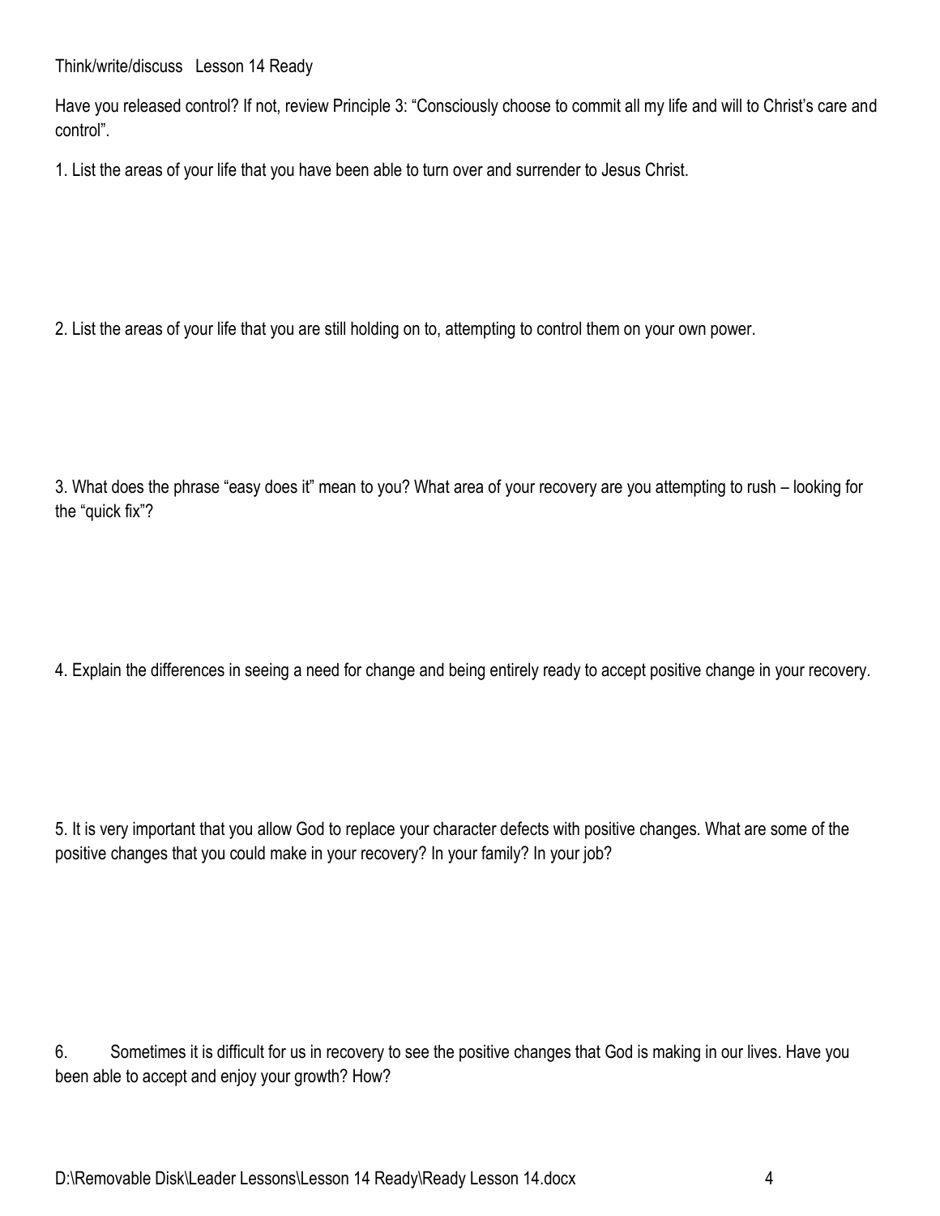Think/write/discuss   Lesson 14 Ready

Have you released control? If not, review Principle 3: “Consciously choose to commit all my life and will to Christ’s care and control”.

1. List the areas of your life that you have been able to turn over and surrender to Jesus Christ.

2. List the areas of your life that you are still holding on to, attempting to control them on your own power.

3. What does the phrase “easy does it” mean to you? What area of your recovery are you attempting to rush – looking for the “quick fix”?

4. Explain the differences in seeing a need for change and being entirely ready to accept positive change in your recovery.

5. It is very important that you allow God to replace your character defects with positive changes. What are some of the positive changes that you could make in your recovery? In your family? In your job?

6. Sometimes it is difficult for us in recovery to see the positive changes that God is making in our lives. Have you been able to accept and enjoy your growth? How?